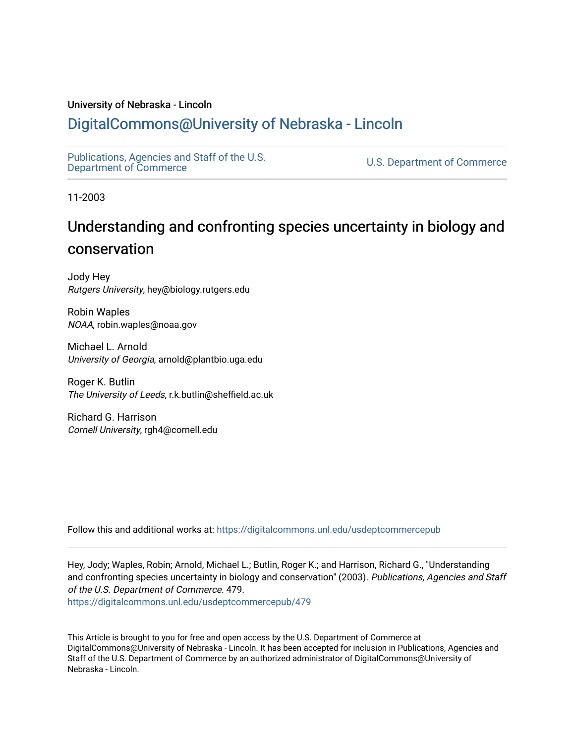University of Nebraska - Lincoln

# DigitalCommons@University of Nebraska - Lincoln

Publications, Agencies and Staff of the U.S. Department of Commerce

U.S. Department of Commerce

11-2003

# Understanding and confronting species uncertainty in biology and conservation

Jody Hey
*Rutgers University*, hey@biology.rutgers.edu

Robin Waples
*NOAA*, robin.waples@noaa.gov

Michael L. Arnold
*University of Georgia*, arnold@plantbio.uga.edu

Roger K. Butlin
*The University of Leeds*, r.k.butlin@sheffield.ac.uk

Richard G. Harrison
*Cornell University*, rgh4@cornell.edu

Follow this and additional works at: https://digitalcommons.unl.edu/usdeptcommercepub

Hey, Jody; Waples, Robin; Arnold, Michael L.; Butlin, Roger K.; and Harrison, Richard G., "Understanding and confronting species uncertainty in biology and conservation" (2003). *Publications, Agencies and Staff of the U.S. Department of Commerce*. 479.
https://digitalcommons.unl.edu/usdeptcommercepub/479

This Article is brought to you for free and open access by the U.S. Department of Commerce at DigitalCommons@University of Nebraska - Lincoln. It has been accepted for inclusion in Publications, Agencies and Staff of the U.S. Department of Commerce by an authorized administrator of DigitalCommons@University of Nebraska - Lincoln.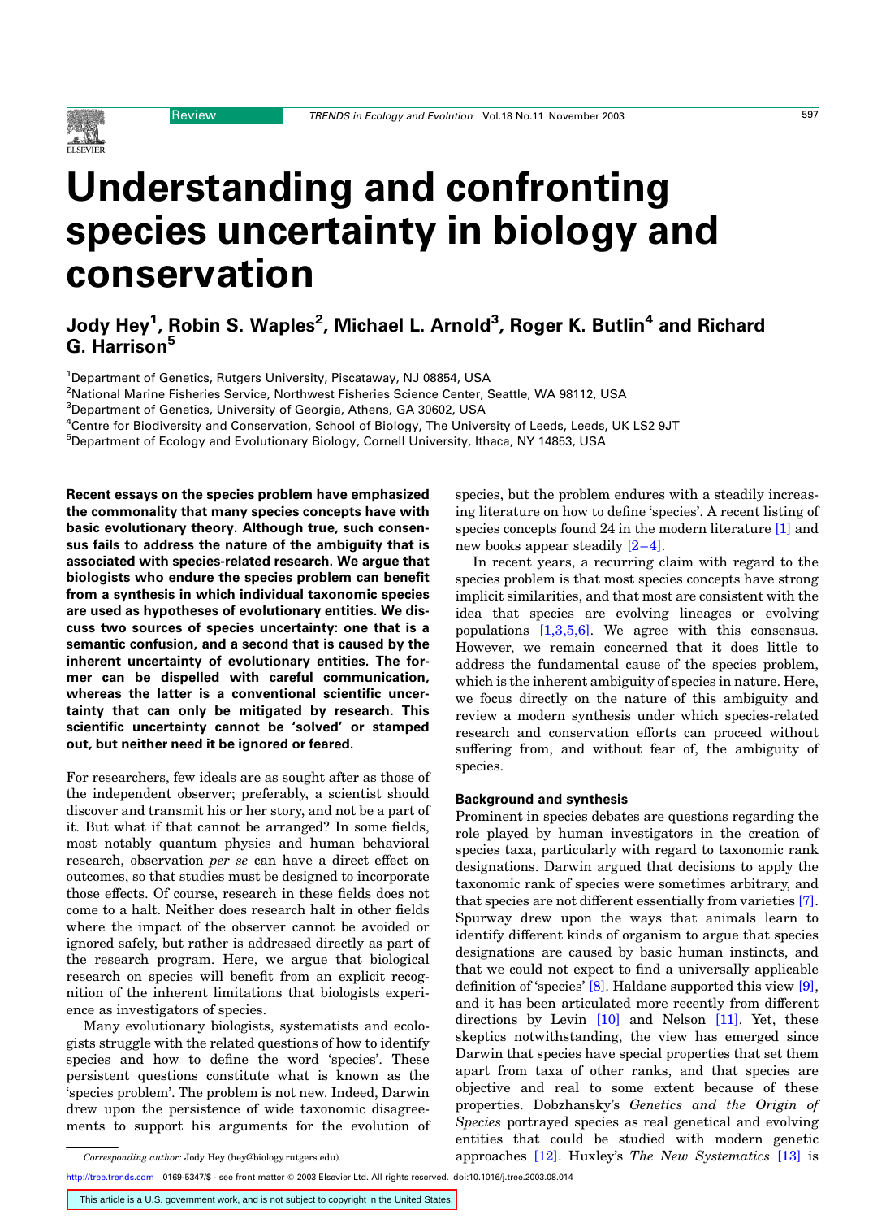# Understanding and confronting species uncertainty in biology and conservation

## Jody Hey[1], Robin S. Waples[2], Michael L. Arnold[3], Roger K. Butlin[4] and Richard G. Harrison[5]

[1]Department of Genetics, Rutgers University, Piscataway, NJ 08854, USA

[2]National Marine Fisheries Service, Northwest Fisheries Science Center, Seattle, WA 98112, USA

[3]Department of Genetics, University of Georgia, Athens, GA 30602, USA

[4]Centre for Biodiversity and Conservation, School of Biology, The University of Leeds, Leeds, UK LS2 9JT

[5]Department of Ecology and Evolutionary Biology, Cornell University, Ithaca, NY 14853, USA

**Recent essays on the species problem have emphasized the commonality that many species concepts have with basic evolutionary theory. Although true, such consensus fails to address the nature of the ambiguity that is associated with species-related research. We argue that biologists who endure the species problem can benefit from a synthesis in which individual taxonomic species are used as hypotheses of evolutionary entities. We discuss two sources of species uncertainty: one that is a semantic confusion, and a second that is caused by the inherent uncertainty of evolutionary entities. The former can be dispelled with careful communication, whereas the latter is a conventional scientific uncertainty that can only be mitigated by research. This scientific uncertainty cannot be 'solved' or stamped out, but neither need it be ignored or feared.**

For researchers, few ideals are as sought after as those of the independent observer; preferably, a scientist should discover and transmit his or her story, and not be a part of it. But what if that cannot be arranged? In some fields, most notably quantum physics and human behavioral research, observation *per se* can have a direct effect on outcomes, so that studies must be designed to incorporate those effects. Of course, research in these fields does not come to a halt. Neither does research halt in other fields where the impact of the observer cannot be avoided or ignored safely, but rather is addressed directly as part of the research program. Here, we argue that biological research on species will benefit from an explicit recognition of the inherent limitations that biologists experience as investigators of species.

Many evolutionary biologists, systematists and ecologists struggle with the related questions of how to identify species and how to define the word 'species'. These persistent questions constitute what is known as the 'species problem'. The problem is not new. Indeed, Darwin drew upon the persistence of wide taxonomic disagreements to support his arguments for the evolution of species, but the problem endures with a steadily increasing literature on how to define 'species'. A recent listing of species concepts found 24 in the modern literature [1] and new books appear steadily [2–4].

In recent years, a recurring claim with regard to the species problem is that most species concepts have strong implicit similarities, and that most are consistent with the idea that species are evolving lineages or evolving populations [1,3,5,6]. We agree with this consensus. However, we remain concerned that it does little to address the fundamental cause of the species problem, which is the inherent ambiguity of species in nature. Here, we focus directly on the nature of this ambiguity and review a modern synthesis under which species-related research and conservation efforts can proceed without suffering from, and without fear of, the ambiguity of species.

### Background and synthesis

Prominent in species debates are questions regarding the role played by human investigators in the creation of species taxa, particularly with regard to taxonomic rank designations. Darwin argued that decisions to apply the taxonomic rank of species were sometimes arbitrary, and that species are not different essentially from varieties [7]. Spurway drew upon the ways that animals learn to identify different kinds of organism to argue that species designations are caused by basic human instincts, and that we could not expect to find a universally applicable definition of 'species' [8]. Haldane supported this view [9], and it has been articulated more recently from different directions by Levin [10] and Nelson [11]. Yet, these skeptics notwithstanding, the view has emerged since Darwin that species have special properties that set them apart from taxa of other ranks, and that species are objective and real to some extent because of these properties. Dobzhansky's *Genetics and the Origin of Species* portrayed species as real genetical and evolving entities that could be studied with modern genetic approaches [12]. Huxley's *The New Systematics* [13] is

*Corresponding author:* Jody Hey (hey@biology.rutgers.edu).

http://tree.trends.com 0169-5347/$ - see front matter © 2003 Elsevier Ltd. All rights reserved. doi:10.1016/j.tree.2003.08.014

This article is a U.S. government work, and is not subject to copyright in the United States.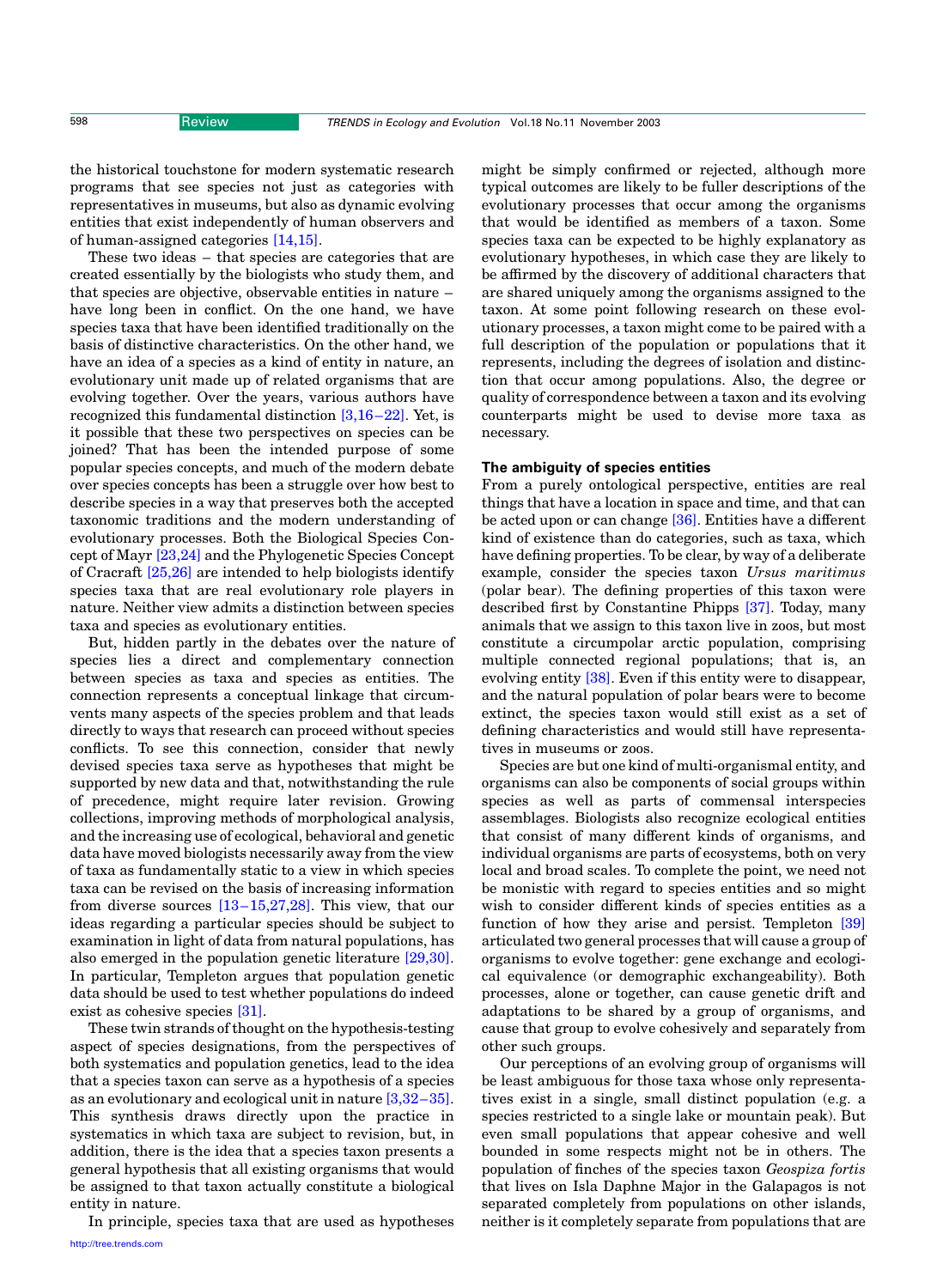the historical touchstone for modern systematic research programs that see species not just as categories with representatives in museums, but also as dynamic evolving entities that exist independently of human observers and of human-assigned categories [14,15].

These two ideas – that species are categories that are created essentially by the biologists who study them, and that species are objective, observable entities in nature – have long been in conflict. On the one hand, we have species taxa that have been identified traditionally on the basis of distinctive characteristics. On the other hand, we have an idea of a species as a kind of entity in nature, an evolutionary unit made up of related organisms that are evolving together. Over the years, various authors have recognized this fundamental distinction [3,16–22]. Yet, is it possible that these two perspectives on species can be joined? That has been the intended purpose of some popular species concepts, and much of the modern debate over species concepts has been a struggle over how best to describe species in a way that preserves both the accepted taxonomic traditions and the modern understanding of evolutionary processes. Both the Biological Species Concept of Mayr [23,24] and the Phylogenetic Species Concept of Cracraft [25,26] are intended to help biologists identify species taxa that are real evolutionary role players in nature. Neither view admits a distinction between species taxa and species as evolutionary entities.

But, hidden partly in the debates over the nature of species lies a direct and complementary connection between species as taxa and species as entities. The connection represents a conceptual linkage that circumvents many aspects of the species problem and that leads directly to ways that research can proceed without species conflicts. To see this connection, consider that newly devised species taxa serve as hypotheses that might be supported by new data and that, notwithstanding the rule of precedence, might require later revision. Growing collections, improving methods of morphological analysis, and the increasing use of ecological, behavioral and genetic data have moved biologists necessarily away from the view of taxa as fundamentally static to a view in which species taxa can be revised on the basis of increasing information from diverse sources [13–15,27,28]. This view, that our ideas regarding a particular species should be subject to examination in light of data from natural populations, has also emerged in the population genetic literature [29,30]. In particular, Templeton argues that population genetic data should be used to test whether populations do indeed exist as cohesive species [31].

These twin strands of thought on the hypothesis-testing aspect of species designations, from the perspectives of both systematics and population genetics, lead to the idea that a species taxon can serve as a hypothesis of a species as an evolutionary and ecological unit in nature [3,32–35]. This synthesis draws directly upon the practice in systematics in which taxa are subject to revision, but, in addition, there is the idea that a species taxon presents a general hypothesis that all existing organisms that would be assigned to that taxon actually constitute a biological entity in nature.

In principle, species taxa that are used as hypotheses might be simply confirmed or rejected, although more typical outcomes are likely to be fuller descriptions of the evolutionary processes that occur among the organisms that would be identified as members of a taxon. Some species taxa can be expected to be highly explanatory as evolutionary hypotheses, in which case they are likely to be affirmed by the discovery of additional characters that are shared uniquely among the organisms assigned to the taxon. At some point following research on these evolutionary processes, a taxon might come to be paired with a full description of the population or populations that it represents, including the degrees of isolation and distinction that occur among populations. Also, the degree or quality of correspondence between a taxon and its evolving counterparts might be used to devise more taxa as necessary.

### The ambiguity of species entities

From a purely ontological perspective, entities are real things that have a location in space and time, and that can be acted upon or can change [36]. Entities have a different kind of existence than do categories, such as taxa, which have defining properties. To be clear, by way of a deliberate example, consider the species taxon *Ursus maritimus* (polar bear). The defining properties of this taxon were described first by Constantine Phipps [37]. Today, many animals that we assign to this taxon live in zoos, but most constitute a circumpolar arctic population, comprising multiple connected regional populations; that is, an evolving entity [38]. Even if this entity were to disappear, and the natural population of polar bears were to become extinct, the species taxon would still exist as a set of defining characteristics and would still have representatives in museums or zoos.

Species are but one kind of multi-organismal entity, and organisms can also be components of social groups within species as well as parts of commensal interspecies assemblages. Biologists also recognize ecological entities that consist of many different kinds of organisms, and individual organisms are parts of ecosystems, both on very local and broad scales. To complete the point, we need not be monistic with regard to species entities and so might wish to consider different kinds of species entities as a function of how they arise and persist. Templeton [39] articulated two general processes that will cause a group of organisms to evolve together: gene exchange and ecological equivalence (or demographic exchangeability). Both processes, alone or together, can cause genetic drift and adaptations to be shared by a group of organisms, and cause that group to evolve cohesively and separately from other such groups.

Our perceptions of an evolving group of organisms will be least ambiguous for those taxa whose only representatives exist in a single, small distinct population (e.g. a species restricted to a single lake or mountain peak). But even small populations that appear cohesive and well bounded in some respects might not be in others. The population of finches of the species taxon *Geospiza fortis* that lives on Isla Daphne Major in the Galapagos is not separated completely from populations on other islands, neither is it completely separate from populations that are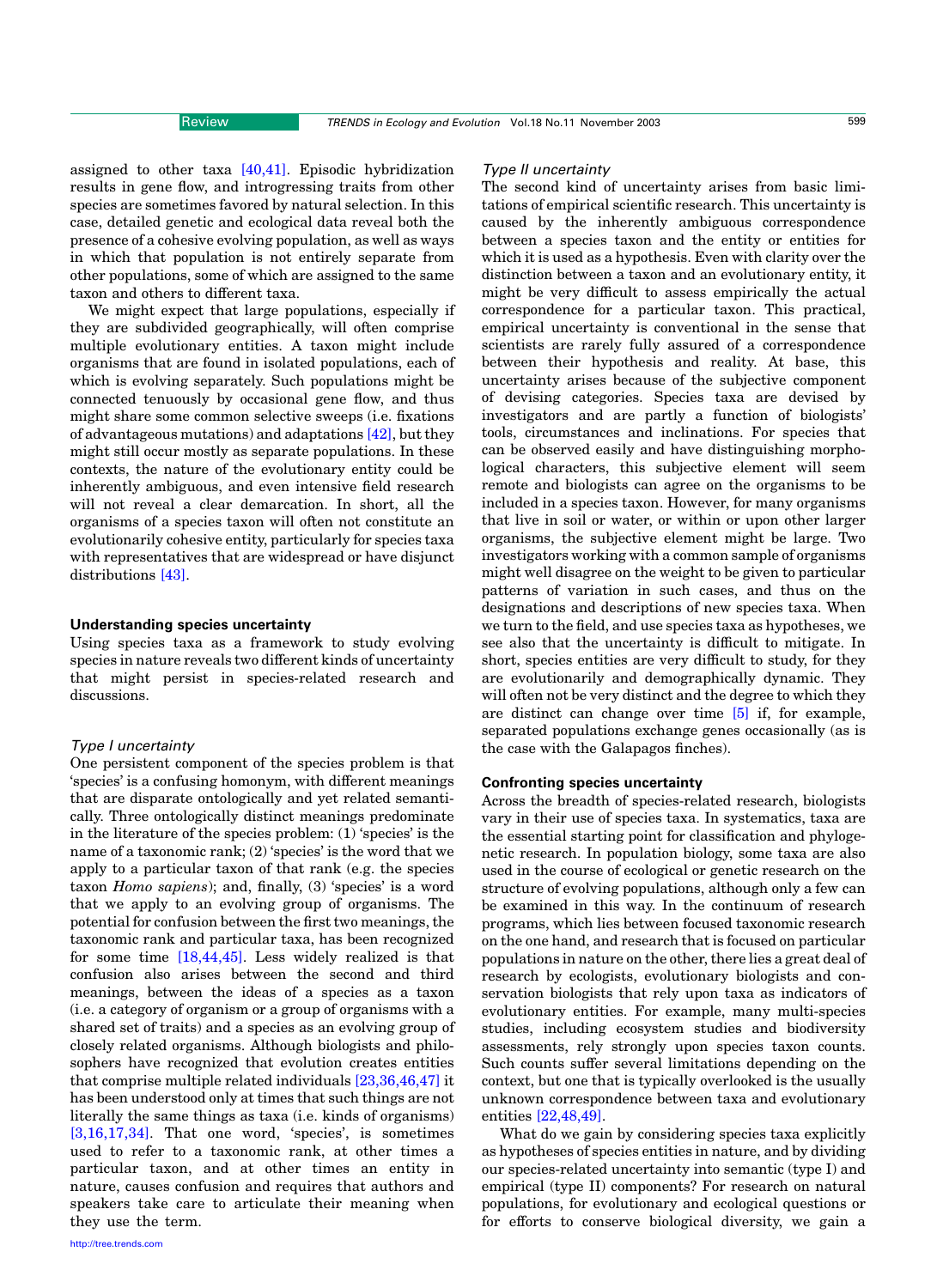assigned to other taxa [40,41]. Episodic hybridization results in gene flow, and introgressing traits from other species are sometimes favored by natural selection. In this case, detailed genetic and ecological data reveal both the presence of a cohesive evolving population, as well as ways in which that population is not entirely separate from other populations, some of which are assigned to the same taxon and others to different taxa.

We might expect that large populations, especially if they are subdivided geographically, will often comprise multiple evolutionary entities. A taxon might include organisms that are found in isolated populations, each of which is evolving separately. Such populations might be connected tenuously by occasional gene flow, and thus might share some common selective sweeps (i.e. fixations of advantageous mutations) and adaptations [42], but they might still occur mostly as separate populations. In these contexts, the nature of the evolutionary entity could be inherently ambiguous, and even intensive field research will not reveal a clear demarcation. In short, all the organisms of a species taxon will often not constitute an evolutionarily cohesive entity, particularly for species taxa with representatives that are widespread or have disjunct distributions [43].

### Understanding species uncertainty

Using species taxa as a framework to study evolving species in nature reveals two different kinds of uncertainty that might persist in species-related research and discussions.

#### *Type I uncertainty*

One persistent component of the species problem is that 'species' is a confusing homonym, with different meanings that are disparate ontologically and yet related semantically. Three ontologically distinct meanings predominate in the literature of the species problem: (1) 'species' is the name of a taxonomic rank; (2) 'species' is the word that we apply to a particular taxon of that rank (e.g. the species taxon *Homo sapiens*); and, finally, (3) 'species' is a word that we apply to an evolving group of organisms. The potential for confusion between the first two meanings, the taxonomic rank and particular taxa, has been recognized for some time [18,44,45]. Less widely realized is that confusion also arises between the second and third meanings, between the ideas of a species as a taxon (i.e. a category of organism or a group of organisms with a shared set of traits) and a species as an evolving group of closely related organisms. Although biologists and philosophers have recognized that evolution creates entities that comprise multiple related individuals [23,36,46,47] it has been understood only at times that such things are not literally the same things as taxa (i.e. kinds of organisms) [3,16,17,34]. That one word, 'species', is sometimes used to refer to a taxonomic rank, at other times a particular taxon, and at other times an entity in nature, causes confusion and requires that authors and speakers take care to articulate their meaning when they use the term.

#### *Type II uncertainty*

The second kind of uncertainty arises from basic limitations of empirical scientific research. This uncertainty is caused by the inherently ambiguous correspondence between a species taxon and the entity or entities for which it is used as a hypothesis. Even with clarity over the distinction between a taxon and an evolutionary entity, it might be very difficult to assess empirically the actual correspondence for a particular taxon. This practical, empirical uncertainty is conventional in the sense that scientists are rarely fully assured of a correspondence between their hypothesis and reality. At base, this uncertainty arises because of the subjective component of devising categories. Species taxa are devised by investigators and are partly a function of biologists' tools, circumstances and inclinations. For species that can be observed easily and have distinguishing morphological characters, this subjective element will seem remote and biologists can agree on the organisms to be included in a species taxon. However, for many organisms that live in soil or water, or within or upon other larger organisms, the subjective element might be large. Two investigators working with a common sample of organisms might well disagree on the weight to be given to particular patterns of variation in such cases, and thus on the designations and descriptions of new species taxa. When we turn to the field, and use species taxa as hypotheses, we see also that the uncertainty is difficult to mitigate. In short, species entities are very difficult to study, for they are evolutionarily and demographically dynamic. They will often not be very distinct and the degree to which they are distinct can change over time [5] if, for example, separated populations exchange genes occasionally (as is the case with the Galapagos finches).

### Confronting species uncertainty

Across the breadth of species-related research, biologists vary in their use of species taxa. In systematics, taxa are the essential starting point for classification and phylogenetic research. In population biology, some taxa are also used in the course of ecological or genetic research on the structure of evolving populations, although only a few can be examined in this way. In the continuum of research programs, which lies between focused taxonomic research on the one hand, and research that is focused on particular populations in nature on the other, there lies a great deal of research by ecologists, evolutionary biologists and conservation biologists that rely upon taxa as indicators of evolutionary entities. For example, many multi-species studies, including ecosystem studies and biodiversity assessments, rely strongly upon species taxon counts. Such counts suffer several limitations depending on the context, but one that is typically overlooked is the usually unknown correspondence between taxa and evolutionary entities [22,48,49].

What do we gain by considering species taxa explicitly as hypotheses of species entities in nature, and by dividing our species-related uncertainty into semantic (type I) and empirical (type II) components? For research on natural populations, for evolutionary and ecological questions or for efforts to conserve biological diversity, we gain a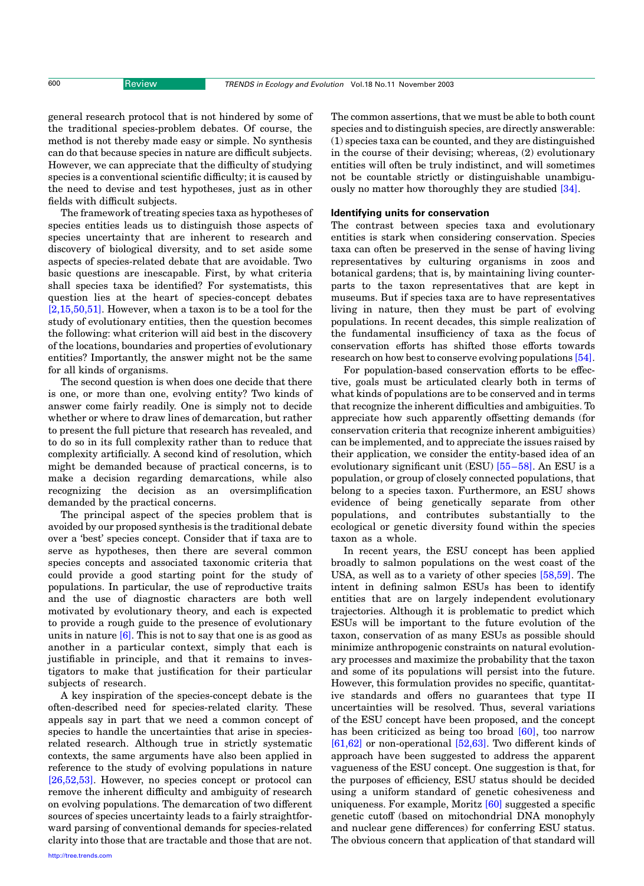general research protocol that is not hindered by some of the traditional species-problem debates. Of course, the method is not thereby made easy or simple. No synthesis can do that because species in nature are difficult subjects. However, we can appreciate that the difficulty of studying species is a conventional scientific difficulty; it is caused by the need to devise and test hypotheses, just as in other fields with difficult subjects.

The framework of treating species taxa as hypotheses of species entities leads us to distinguish those aspects of species uncertainty that are inherent to research and discovery of biological diversity, and to set aside some aspects of species-related debate that are avoidable. Two basic questions are inescapable. First, by what criteria shall species taxa be identified? For systematists, this question lies at the heart of species-concept debates [2,15,50,51]. However, when a taxon is to be a tool for the study of evolutionary entities, then the question becomes the following: what criterion will aid best in the discovery of the locations, boundaries and properties of evolutionary entities? Importantly, the answer might not be the same for all kinds of organisms.

The second question is when does one decide that there is one, or more than one, evolving entity? Two kinds of answer come fairly readily. One is simply not to decide whether or where to draw lines of demarcation, but rather to present the full picture that research has revealed, and to do so in its full complexity rather than to reduce that complexity artificially. A second kind of resolution, which might be demanded because of practical concerns, is to make a decision regarding demarcations, while also recognizing the decision as an oversimplification demanded by the practical concerns.

The principal aspect of the species problem that is avoided by our proposed synthesis is the traditional debate over a 'best' species concept. Consider that if taxa are to serve as hypotheses, then there are several common species concepts and associated taxonomic criteria that could provide a good starting point for the study of populations. In particular, the use of reproductive traits and the use of diagnostic characters are both well motivated by evolutionary theory, and each is expected to provide a rough guide to the presence of evolutionary units in nature [6]. This is not to say that one is as good as another in a particular context, simply that each is justifiable in principle, and that it remains to investigators to make that justification for their particular subjects of research.

A key inspiration of the species-concept debate is the often-described need for species-related clarity. These appeals say in part that we need a common concept of species to handle the uncertainties that arise in species-related research. Although true in strictly systematic contexts, the same arguments have also been applied in reference to the study of evolving populations in nature [26,52,53]. However, no species concept or protocol can remove the inherent difficulty and ambiguity of research on evolving populations. The demarcation of two different sources of species uncertainty leads to a fairly straightforward parsing of conventional demands for species-related clarity into those that are tractable and those that are not. The common assertions, that we must be able to both count species and to distinguish species, are directly answerable: (1) species taxa can be counted, and they are distinguished in the course of their devising; whereas, (2) evolutionary entities will often be truly indistinct, and will sometimes not be countable strictly or distinguishable unambiguously no matter how thoroughly they are studied [34].

## Identifying units for conservation

The contrast between species taxa and evolutionary entities is stark when considering conservation. Species taxa can often be preserved in the sense of having living representatives by culturing organisms in zoos and botanical gardens; that is, by maintaining living counterparts to the taxon representatives that are kept in museums. But if species taxa are to have representatives living in nature, then they must be part of evolving populations. In recent decades, this simple realization of the fundamental insufficiency of taxa as the focus of conservation efforts has shifted those efforts towards research on how best to conserve evolving populations [54].

For population-based conservation efforts to be effective, goals must be articulated clearly both in terms of what kinds of populations are to be conserved and in terms that recognize the inherent difficulties and ambiguities. To appreciate how such apparently offsetting demands (for conservation criteria that recognize inherent ambiguities) can be implemented, and to appreciate the issues raised by their application, we consider the entity-based idea of an evolutionary significant unit (ESU) [55–58]. An ESU is a population, or group of closely connected populations, that belong to a species taxon. Furthermore, an ESU shows evidence of being genetically separate from other populations, and contributes substantially to the ecological or genetic diversity found within the species taxon as a whole.

In recent years, the ESU concept has been applied broadly to salmon populations on the west coast of the USA, as well as to a variety of other species [58,59]. The intent in defining salmon ESUs has been to identify entities that are on largely independent evolutionary trajectories. Although it is problematic to predict which ESUs will be important to the future evolution of the taxon, conservation of as many ESUs as possible should minimize anthropogenic constraints on natural evolutionary processes and maximize the probability that the taxon and some of its populations will persist into the future. However, this formulation provides no specific, quantitative standards and offers no guarantees that type II uncertainties will be resolved. Thus, several variations of the ESU concept have been proposed, and the concept has been criticized as being too broad [60], too narrow [61,62] or non-operational [52,63]. Two different kinds of approach have been suggested to address the apparent vagueness of the ESU concept. One suggestion is that, for the purposes of efficiency, ESU status should be decided using a uniform standard of genetic cohesiveness and uniqueness. For example, Moritz [60] suggested a specific genetic cutoff (based on mitochondrial DNA monophyly and nuclear gene differences) for conferring ESU status. The obvious concern that application of that standard will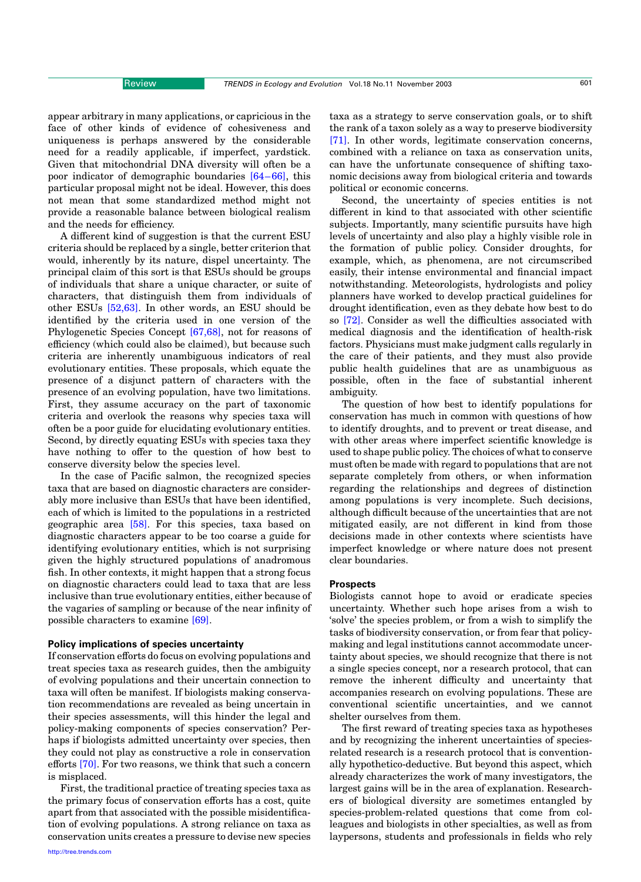appear arbitrary in many applications, or capricious in the face of other kinds of evidence of cohesiveness and uniqueness is perhaps answered by the considerable need for a readily applicable, if imperfect, yardstick. Given that mitochondrial DNA diversity will often be a poor indicator of demographic boundaries [64–66], this particular proposal might not be ideal. However, this does not mean that some standardized method might not provide a reasonable balance between biological realism and the needs for efficiency.

A different kind of suggestion is that the current ESU criteria should be replaced by a single, better criterion that would, inherently by its nature, dispel uncertainty. The principal claim of this sort is that ESUs should be groups of individuals that share a unique character, or suite of characters, that distinguish them from individuals of other ESUs [52,63]. In other words, an ESU should be identified by the criteria used in one version of the Phylogenetic Species Concept [67,68], not for reasons of efficiency (which could also be claimed), but because such criteria are inherently unambiguous indicators of real evolutionary entities. These proposals, which equate the presence of a disjunct pattern of characters with the presence of an evolving population, have two limitations. First, they assume accuracy on the part of taxonomic criteria and overlook the reasons why species taxa will often be a poor guide for elucidating evolutionary entities. Second, by directly equating ESUs with species taxa they have nothing to offer to the question of how best to conserve diversity below the species level.

In the case of Pacific salmon, the recognized species taxa that are based on diagnostic characters are considerably more inclusive than ESUs that have been identified, each of which is limited to the populations in a restricted geographic area [58]. For this species, taxa based on diagnostic characters appear to be too coarse a guide for identifying evolutionary entities, which is not surprising given the highly structured populations of anadromous fish. In other contexts, it might happen that a strong focus on diagnostic characters could lead to taxa that are less inclusive than true evolutionary entities, either because of the vagaries of sampling or because of the near infinity of possible characters to examine [69].

### Policy implications of species uncertainty

If conservation efforts do focus on evolving populations and treat species taxa as research guides, then the ambiguity of evolving populations and their uncertain connection to taxa will often be manifest. If biologists making conservation recommendations are revealed as being uncertain in their species assessments, will this hinder the legal and policy-making components of species conservation? Perhaps if biologists admitted uncertainty over species, then they could not play as constructive a role in conservation efforts [70]. For two reasons, we think that such a concern is misplaced.

First, the traditional practice of treating species taxa as the primary focus of conservation efforts has a cost, quite apart from that associated with the possible misidentification of evolving populations. A strong reliance on taxa as conservation units creates a pressure to devise new species taxa as a strategy to serve conservation goals, or to shift the rank of a taxon solely as a way to preserve biodiversity [71]. In other words, legitimate conservation concerns, combined with a reliance on taxa as conservation units, can have the unfortunate consequence of shifting taxonomic decisions away from biological criteria and towards political or economic concerns.

Second, the uncertainty of species entities is not different in kind to that associated with other scientific subjects. Importantly, many scientific pursuits have high levels of uncertainty and also play a highly visible role in the formation of public policy. Consider droughts, for example, which, as phenomena, are not circumscribed easily, their intense environmental and financial impact notwithstanding. Meteorologists, hydrologists and policy planners have worked to develop practical guidelines for drought identification, even as they debate how best to do so [72]. Consider as well the difficulties associated with medical diagnosis and the identification of health-risk factors. Physicians must make judgment calls regularly in the care of their patients, and they must also provide public health guidelines that are as unambiguous as possible, often in the face of substantial inherent ambiguity.

The question of how best to identify populations for conservation has much in common with questions of how to identify droughts, and to prevent or treat disease, and with other areas where imperfect scientific knowledge is used to shape public policy. The choices of what to conserve must often be made with regard to populations that are not separate completely from others, or when information regarding the relationships and degrees of distinction among populations is very incomplete. Such decisions, although difficult because of the uncertainties that are not mitigated easily, are not different in kind from those decisions made in other contexts where scientists have imperfect knowledge or where nature does not present clear boundaries.

### Prospects

Biologists cannot hope to avoid or eradicate species uncertainty. Whether such hope arises from a wish to 'solve' the species problem, or from a wish to simplify the tasks of biodiversity conservation, or from fear that policy-making and legal institutions cannot accommodate uncertainty about species, we should recognize that there is not a single species concept, nor a research protocol, that can remove the inherent difficulty and uncertainty that accompanies research on evolving populations. These are conventional scientific uncertainties, and we cannot shelter ourselves from them.

The first reward of treating species taxa as hypotheses and by recognizing the inherent uncertainties of species-related research is a research protocol that is conventionally hypothetico-deductive. But beyond this aspect, which already characterizes the work of many investigators, the largest gains will be in the area of explanation. Researchers of biological diversity are sometimes entangled by species-problem-related questions that come from colleagues and biologists in other specialties, as well as from laypersons, students and professionals in fields who rely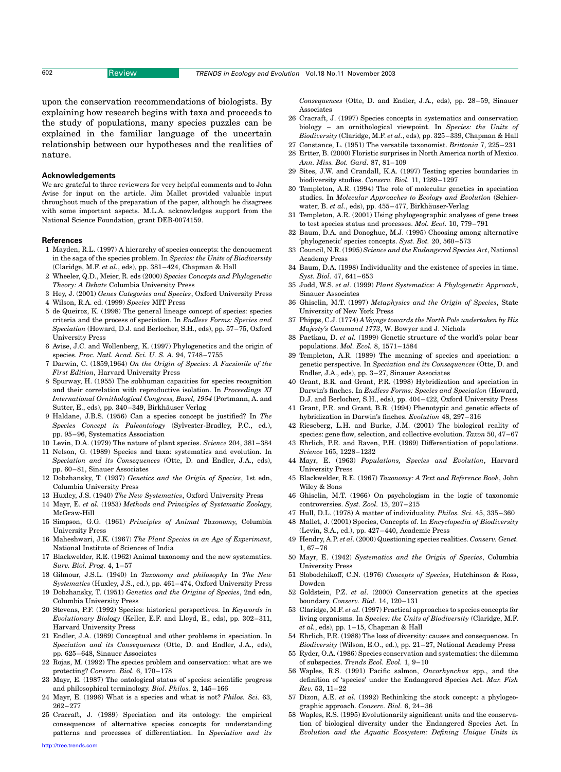upon the conservation recommendations of biologists. By explaining how research begins with taxa and proceeds to the study of populations, many species puzzles can be explained in the familiar language of the uncertain relationship between our hypotheses and the realities of nature.

### Acknowledgements

We are grateful to three reviewers for very helpful comments and to John Avise for input on the article. Jim Mallet provided valuable input throughout much of the preparation of the paper, although he disagrees with some important aspects. M.L.A. acknowledges support from the National Science Foundation, grant DEB-0074159.

### References

1 Mayden, R.L. (1997) A hierarchy of species concepts: the denouement in the saga of the species problem. In *Species: the Units of Biodiversity* (Claridge, M.F. *et al.*, eds), pp. 381–424, Chapman & Hall
2 Wheeler, Q.D., Meier, R. eds (2000) *Species Concepts and Phylogenetic Theory: A Debate* Columbia University Press
3 Hey, J. (2001) *Genes Categories and Species*, Oxford University Press
4 Wilson, R.A. ed. (1999) *Species* MIT Press
5 de Queiroz, K. (1998) The general lineage concept of species: species criteria and the process of speciation. In *Endless Forms: Species and Speciation* (Howard, D.J. and Berlocher, S.H., eds), pp. 57–75, Oxford University Press
6 Avise, J.C. and Wollenberg, K. (1997) Phylogenetics and the origin of species. *Proc. Natl. Acad. Sci. U. S. A.* 94, 7748–7755
7 Darwin, C. (1859,1964) *On the Origin of Species: A Facsimile of the First Edition*, Harvard University Press
8 Spurway, H. (1955) The subhuman capacities for species recognition and their correlation with reproductive isolation. In *Proceedings XI International Ornithological Congress, Basel, 1954* (Portmann, A. and Sutter, E., eds), pp. 340–349, Birkhäuser Verlag
9 Haldane, J.B.S. (1956) Can a species concept be justified? In *The Species Concept in Paleontology* (Sylvester-Bradley, P.C., ed.), pp. 95–96, Systematics Association
10 Levin, D.A. (1979) The nature of plant species. *Science* 204, 381–384
11 Nelson, G. (1989) Species and taxa: systematics and evolution. In *Speciation and its Consequences* (Otte, D. and Endler, J.A., eds), pp. 60–81, Sinauer Associates
12 Dobzhansky, T. (1937) *Genetics and the Origin of Species*, 1st edn, Columbia University Press
13 Huxley, J.S. (1940) *The New Systematics*, Oxford University Press
14 Mayr, E. *et al.* (1953) *Methods and Principles of Systematic Zoology*, McGraw-Hill
15 Simpson, G.G. (1961) *Principles of Animal Taxonomy*, Columbia University Press
16 Maheshwari, J.K. (1967) *The Plant Species in an Age of Experiment*, National Institute of Sciences of India
17 Blackwelder, R.E. (1962) Animal taxonomy and the new systematics. *Surv. Biol. Prog.* 4, 1–57
18 Gilmour, J.S.L. (1940) In *Taxonomy and philosophy* In *The New Systematics* (Huxley, J.S., ed.), pp. 461–474, Oxford University Press
19 Dobzhansky, T. (1951) *Genetics and the Origins of Species*, 2nd edn, Columbia University Press
20 Stevens, P.F. (1992) Species: historical perspectives. In *Keywords in Evolutionary Biology* (Keller, E.F. and Lloyd, E., eds), pp. 302–311, Harvard University Press
21 Endler, J.A. (1989) Conceptual and other problems in speciation. In *Speciation and its Consequences* (Otte, D. and Endler, J.A., eds), pp. 625–648, Sinauer Associates
22 Rojas, M. (1992) The species problem and conservation: what are we protecting? *Conserv. Biol.* 6, 170–178
23 Mayr, E. (1987) The ontological status of species: scientific progress and philosophical terminology. *Biol. Philos.* 2, 145–166
24 Mayr, E. (1996) What is a species and what is not? *Philos. Sci.* 63, 262–277
25 Cracraft, J. (1989) Speciation and its ontology: the empirical consequences of alternative species concepts for understanding patterns and processes of differentiation. In *Speciation and its Consequences* (Otte, D. and Endler, J.A., eds), pp. 28–59, Sinauer Associates
26 Cracraft, J. (1997) Species concepts in systematics and conservation biology – an ornithological viewpoint. In *Species: the Units of Biodiversity* (Claridge, M.F. *et al.*, eds), pp. 325–339, Chapman & Hall
27 Constance, L. (1951) The versatile taxonomist. *Brittonia* 7, 225–231
28 Ertter, B. (2000) Floristic surprises in North America north of Mexico. *Ann. Miss. Bot. Gard.* 87, 81–109
29 Sites, J.W. and Crandall, K.A. (1997) Testing species boundaries in biodiversity studies. *Conserv. Biol.* 11, 1289–1297
30 Templeton, A.R. (1994) The role of molecular genetics in speciation studies. In *Molecular Approaches to Ecology and Evolution* (Schierwater, B. *et al.*, eds), pp. 455–477, Birkhäuser-Verlag
31 Templeton, A.R. (2001) Using phylogeographic analyses of gene trees to test species status and processes. *Mol. Ecol.* 10, 779–791
32 Baum, D.A. and Donoghue, M.J. (1995) Choosing among alternative 'phylogenetic' species concepts. *Syst. Bot.* 20, 560–573
33 Council, N.R. (1995) *Science and the Endangered Species Act*, National Academy Press
34 Baum, D.A. (1998) Individuality and the existence of species in time. *Syst. Biol.* 47, 641–653
35 Judd, W.S. *et al.* (1999) *Plant Systematics: A Phylogenetic Approach*, Sinauer Associates
36 Ghiselin, M.T. (1997) *Metaphysics and the Origin of Species*, State University of New York Press
37 Phipps, C.J. (1774) *A Voyage towards the North Pole undertaken by His Majesty's Command 1773*, W. Bowyer and J. Nichols
38 Paetkau, D. *et al.* (1999) Genetic structure of the world's polar bear populations. *Mol. Ecol.* 8, 1571–1584
39 Templeton, A.R. (1989) The meaning of species and speciation: a genetic perspective. In *Speciation and its Consequences* (Otte, D. and Endler, J.A., eds), pp. 3–27, Sinauer Associates
40 Grant, B.R. and Grant, P.R. (1998) Hybridization and speciation in Darwin's finches. In *Endless Forms: Species and Speciation* (Howard, D.J. and Berlocher, S.H., eds), pp. 404–422, Oxford University Press
41 Grant, P.R. and Grant, B.R. (1994) Phenotypic and genetic effects of hybridization in Darwin's finches. *Evolution* 48, 297–316
42 Rieseberg, L.H. and Burke, J.M. (2001) The biological reality of species: gene flow, selection, and collective evolution. *Taxon* 50, 47–67
43 Ehrlich, P.R. and Raven, P.H. (1969) Differentiation of populations. *Science* 165, 1228–1232
44 Mayr, E. (1963) *Populations, Species and Evolution*, Harvard University Press
45 Blackwelder, R.E. (1967) *Taxonomy: A Text and Reference Book*, John Wiley & Sons
46 Ghiselin, M.T. (1966) On psychologism in the logic of taxonomic controversies. *Syst. Zool.* 15, 207–215
47 Hull, D.L. (1978) A matter of individuality. *Philos. Sci.* 45, 335–360
48 Mallet, J. (2001) Species, Concepts of. In *Encyclopedia of Biodiversity* (Levin, S.A., ed.), pp. 427–440, Academic Press
49 Hendry, A.P. *et al.* (2000) Questioning species realities. *Conserv. Genet.* 1, 67–76
50 Mayr, E. (1942) *Systematics and the Origin of Species*, Columbia University Press
51 Slobodchikoff, C.N. (1976) *Concepts of Species*, Hutchinson & Ross, Dowden
52 Goldstein, P.Z. *et al.* (2000) Conservation genetics at the species boundary. *Conserv. Biol.* 14, 120–131
53 Claridge, M.F. *et al.* (1997) Practical approaches to species concepts for living organisms. In *Species: the Units of Biodiversity* (Claridge, M.F. *et al.*, eds), pp. 1–15, Chapman & Hall
54 Ehrlich, P.R. (1988) The loss of diversity: causes and consequences. In *Biodiversity* (Wilson, E.O., ed.), pp. 21–27, National Academy Press
55 Ryder, O.A. (1986) Species conservation and systematics: the dilemma of subspecies. *Trends Ecol. Evol.* 1, 9–10
56 Waples, R.S. (1991) Pacific salmon, *Oncorhynchus* spp., and the definition of 'species' under the Endangered Species Act. *Mar. Fish Rev.* 53, 11–22
57 Dizon, A.E. *et al.* (1992) Rethinking the stock concept: a phylogeographic approach. *Conserv. Biol.* 6, 24–36
58 Waples, R.S. (1995) Evolutionarily significant units and the conservation of biological diversity under the Endangered Species Act. In *Evolution and the Aquatic Ecosystem: Defining Unique Units in*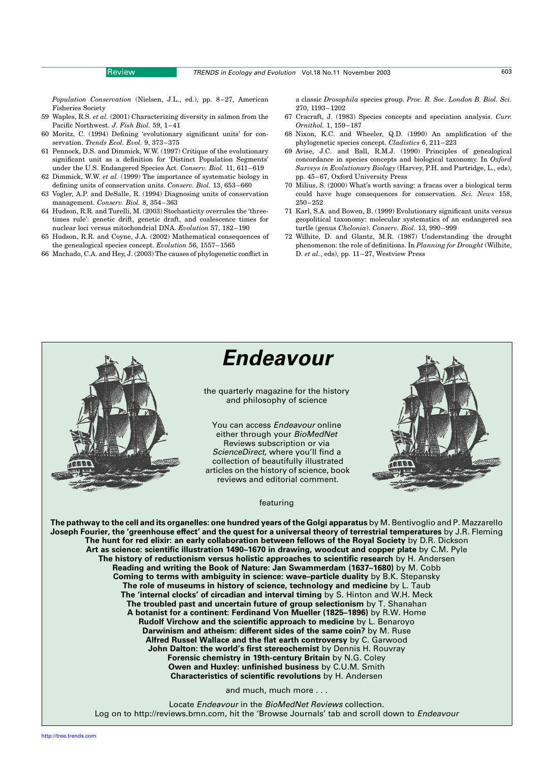*Population Conservation* (Nielsen, J.L., ed.), pp. 8–27, American Fisheries Society

59 Waples, R.S. *et al.* (2001) Characterizing diversity in salmon from the Pacific Northwest. *J. Fish Biol.* 59, 1–41

60 Moritz, C. (1994) Defining 'evolutionary significant units' for conservation. *Trends Ecol. Evol.* 9, 373–375

61 Pennock, D.S. and Dimmick, W.W. (1997) Critique of the evolutionary significant unit as a definition for 'Distinct Population Segments' under the U.S. Endangered Species Act. *Conserv. Biol.* 11, 611–619

62 Dimmick, W.W. *et al.* (1999) The importance of systematic biology in defining units of conservation units. *Conserv. Biol.* 13, 653–660

63 Vogler, A.P. and DeSalle, R. (1994) Diagnosing units of conservation management. *Conserv. Biol.* 8, 354–363

64 Hudson, R.R. and Turelli, M. (2003) Stochasticity overrules the 'three-times rule': genetic drift, genetic draft, and coalescence times for nuclear loci versus mitochondrial DNA. *Evolution* 57, 182–190

65 Hudson, R.R. and Coyne, J.A. (2002) Mathematical consequences of the genealogical species concept. *Evolution* 56, 1557–1565

66 Machado, C.A. and Hey, J. (2003) The causes of phylogenetic conflict in a classic *Drosophila* species group. *Proc. R. Soc. London B. Biol. Sci.* 270, 1193–1202

67 Cracraft, J. (1983) Species concepts and speciation analysis. *Curr. Ornithol.* 1, 159–187

68 Nixon, K.C. and Wheeler, Q.D. (1990) An amplification of the phylogenetic species concept. *Cladistics* 6, 211–223

69 Avise, J.C. and Ball, R.M.J. (1990) Principles of genealogical concordance in species concepts and biological taxonomy. In *Oxford Surveys in Evolutionary Biology* (Harvey, P.H. and Partridge, L., eds), pp. 45–67, Oxford University Press

70 Milius, S. (2000) What's worth saving: a fracas over a biological term could have huge consequences for conservation. *Sci. News* 158, 250–252

71 Karl, S.A. and Bowen, B. (1999) Evolutionary significant units versus geopolitical taxonomy: molecular systematics of an endangered sea turtle (genus *Chelonia*). *Conserv. Biol.* 13, 990–999

72 Wilhite, D. and Glantz, M.R. (1987) Understanding the drought phenomenon: the role of definitions. In *Planning for Drought* (Wilhite, D. *et al.*, eds), pp. 11–27, Westview Press

# *Endeavour*

the quarterly magazine for the history and philosophy of science

You can access *Endeavour* online either through your *BioMedNet* Reviews subscription or via *ScienceDirect*, where you'll find a collection of beautifully illustrated articles on the history of science, book reviews and editorial comment.

featuring

**The pathway to the cell and its organelles: one hundred years of the Golgi apparatus** by M. Bentivoglio and P. Mazzarello
**Joseph Fourier, the 'greenhouse effect' and the quest for a universal theory of terrestrial temperatures** by J.R. Fleming
**The hunt for red elixir: an early collaboration between fellows of the Royal Society** by D.R. Dickson
**Art as science: scientific illustration 1490–1670 in drawing, woodcut and copper plate** by C.M. Pyle
**The history of reductionism versus holistic approaches to scientific research** by H. Andersen
**Reading and writing the Book of Nature: Jan Swammerdam (1637–1680)** by M. Cobb
**Coming to terms with ambiguity in science: wave–particle duality** by B.K. Stepansky
**The role of museums in history of science, technology and medicine** by L. Taub
**The 'internal clocks' of circadian and interval timing** by S. Hinton and W.H. Meck
**The troubled past and uncertain future of group selectionism** by T. Shanahan
**A botanist for a continent: Ferdinand Von Mueller (1825–1896)** by R.W. Home
**Rudolf Virchow and the scientific approach to medicine** by L. Benaroyo
**Darwinism and atheism: different sides of the same coin?** by M. Ruse
**Alfred Russel Wallace and the flat earth controversy** by C. Garwood
**John Dalton: the world's first stereochemist** by Dennis H. Rouvray
**Forensic chemistry in 19th-century Britain** by N.G. Coley
**Owen and Huxley: unfinished business** by C.U.M. Smith
**Characteristics of scientific revolutions** by H. Andersen

and much, much more . . .

Locate *Endeavour* in the *BioMedNet Reviews* collection.
Log on to http://reviews.bmn.com, hit the 'Browse Journals' tab and scroll down to *Endeavour*